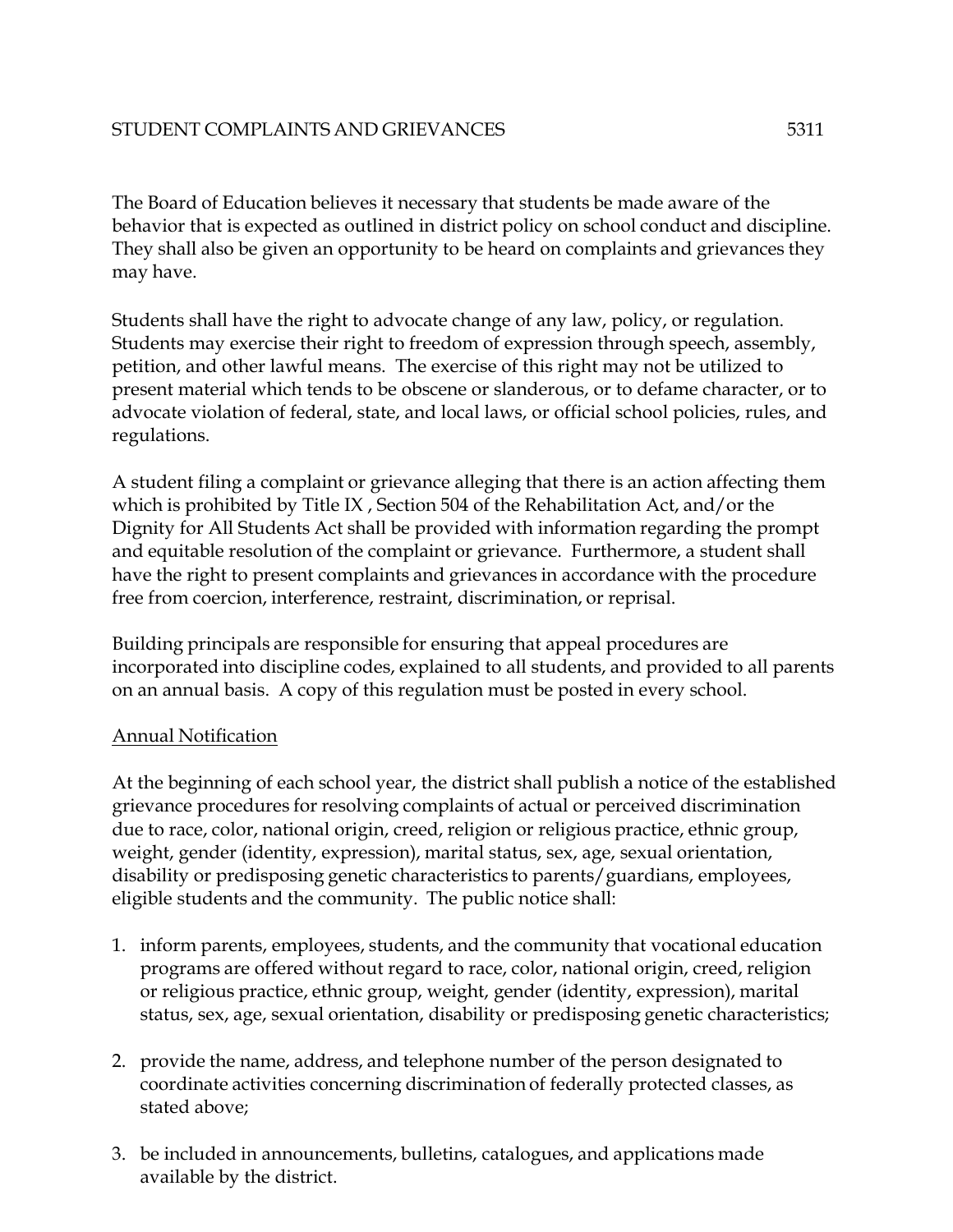# STUDENT COMPLAINTS AND GRIEVANCES 5311

The Board of Education believes it necessary that students be made aware of the behavior that is expected as outlined in district policy on school conduct and discipline. They shall also be given an opportunity to be heard on complaints and grievances they may have.

Students shall have the right to advocate change of any law, policy, or regulation. Students may exercise their right to freedom of expression through speech, assembly, petition, and other lawful means. The exercise of this right may not be utilized to present material which tends to be obscene or slanderous, or to defame character, or to advocate violation of federal, state, and local laws, or official school policies, rules, and regulations.

A student filing a complaint or grievance alleging that there is an action affecting them which is prohibited by Title IX , Section 504 of the Rehabilitation Act, and/or the Dignity for All Students Act shall be provided with information regarding the prompt and equitable resolution of the complaint or grievance. Furthermore, a student shall have the right to present complaints and grievances in accordance with the procedure free from coercion, interference, restraint, discrimination, or reprisal.

Building principals are responsible for ensuring that appeal procedures are incorporated into discipline codes, explained to all students, and provided to all parents on an annual basis. A copy of this regulation must be posted in every school.

## Annual Notification

At the beginning of each school year, the district shall publish a notice of the established grievance procedures for resolving complaints of actual or perceived discrimination due to race, color, national origin, creed, religion or religious practice, ethnic group, weight, gender (identity, expression), marital status, sex, age, sexual orientation, disability or predisposing genetic characteristics to parents/guardians, employees, eligible students and the community. The public notice shall:

1. inform parents, employees, students, and the community that vocational education programs are offered without regard to race, color, national origin, creed, religion or religious practice, ethnic group, weight, gender (identity, expression), marital status, sex, age, sexual orientation, disability or predisposing genetic characteristics;

2. provide the name, address, and telephone number of the person designated to coordinate activities concerning discrimination of federally protected classes, as stated above;

3. be included in announcements, bulletins, catalogues, and applications made available by the district.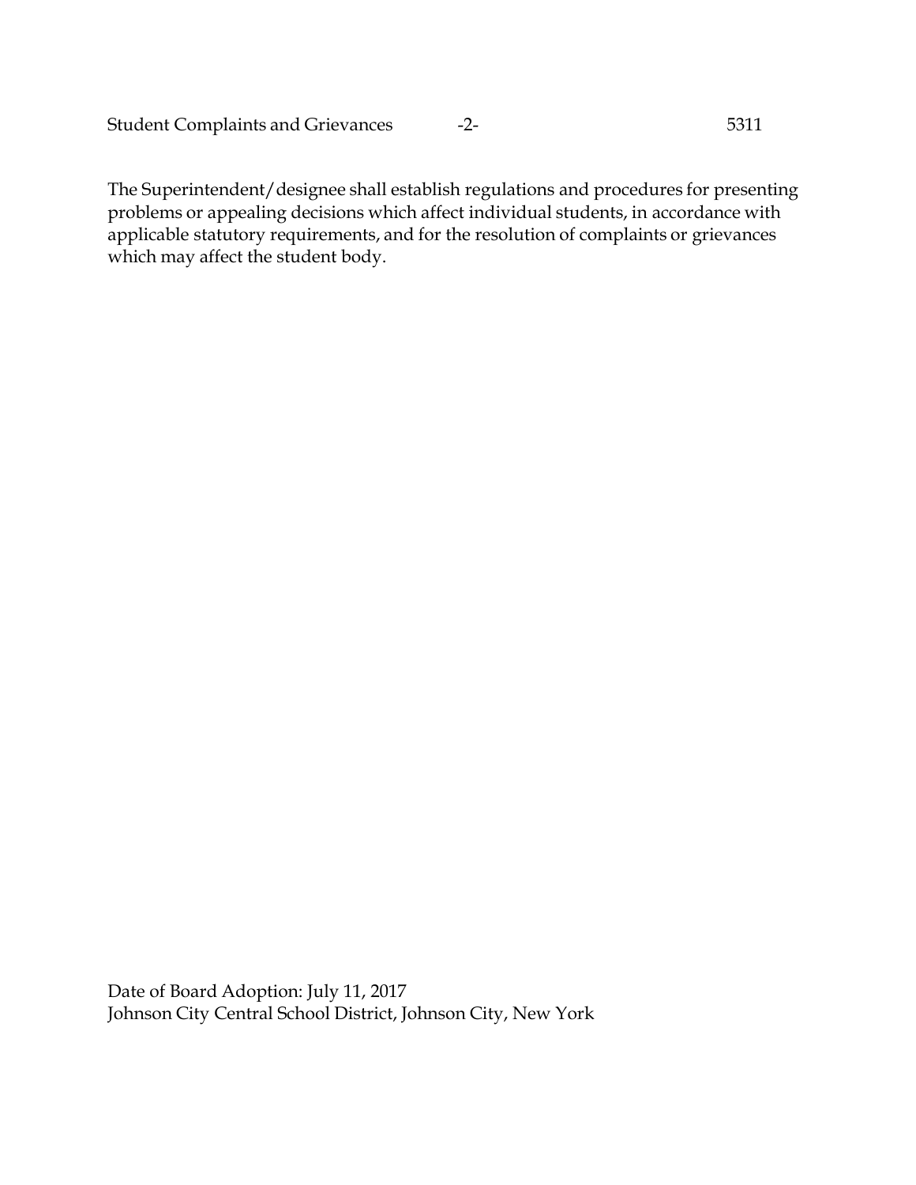The Superintendent/designee shall establish regulations and procedures for presenting problems or appealing decisions which affect individual students, in accordance with applicable statutory requirements, and for the resolution of complaints or grievances which may affect the student body.

Date of Board Adoption: July 11, 2017
Johnson City Central School District, Johnson City, New York